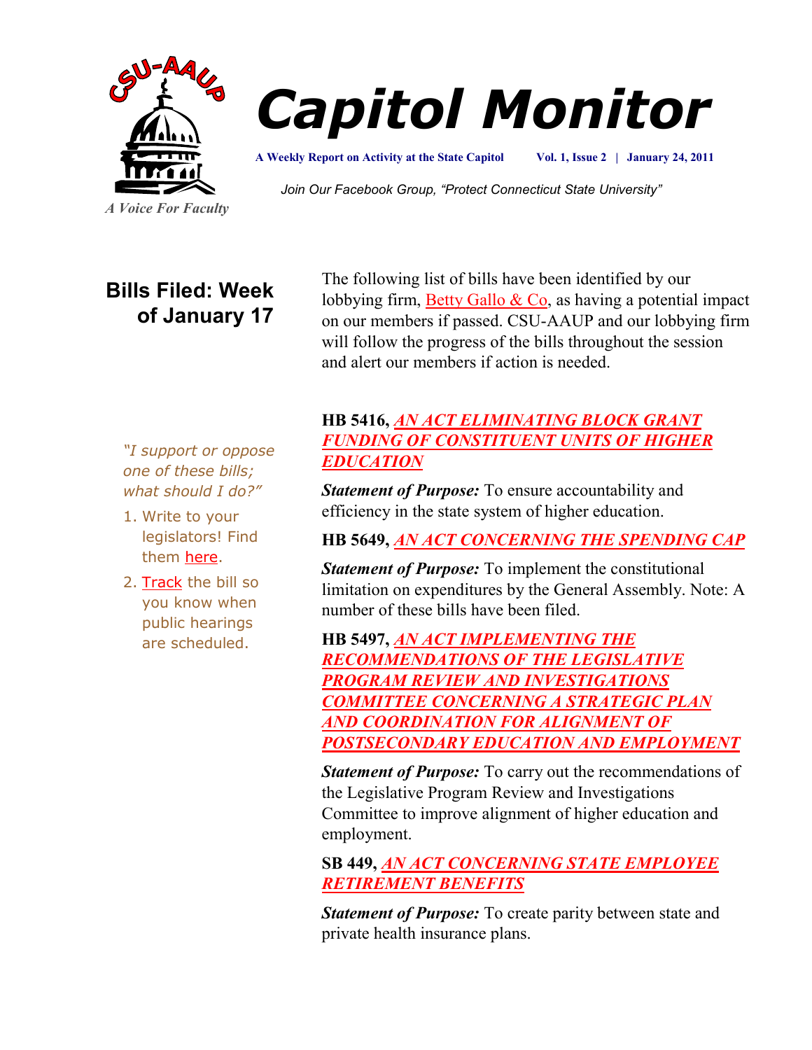CSU-AAUP

*A Voice For Faculty*

# Capitol Monitor

**A Weekly Report on Activity at the State Capitol** **Vol. 1, Issue 2 | January 24, 2011**

*Join Our Facebook Group, "Protect Connecticut State University"*

## Bills Filed: Week of January 17

The following list of bills have been identified by our lobbying firm, Betty Gallo & Co, as having a potential impact on our members if passed. CSU-AAUP and our lobbying firm will follow the progress of the bills throughout the session and alert our members if action is needed.

*"I support or oppose one of these bills; what should I do?"*

1. Write to your legislators! Find them here.
2. Track the bill so you know when public hearings are scheduled.

**HB 5416,** ***AN ACT ELIMINATING BLOCK GRANT FUNDING OF CONSTITUENT UNITS OF HIGHER EDUCATION***

***Statement of Purpose:*** To ensure accountability and efficiency in the state system of higher education.

**HB 5649,** ***AN ACT CONCERNING THE SPENDING CAP***

***Statement of Purpose:*** To implement the constitutional limitation on expenditures by the General Assembly. Note: A number of these bills have been filed.

**HB 5497,** ***AN ACT IMPLEMENTING THE RECOMMENDATIONS OF THE LEGISLATIVE PROGRAM REVIEW AND INVESTIGATIONS COMMITTEE CONCERNING A STRATEGIC PLAN AND COORDINATION FOR ALIGNMENT OF POSTSECONDARY EDUCATION AND EMPLOYMENT***

***Statement of Purpose:*** To carry out the recommendations of the Legislative Program Review and Investigations Committee to improve alignment of higher education and employment.

**SB 449,** ***AN ACT CONCERNING STATE EMPLOYEE RETIREMENT BENEFITS***

***Statement of Purpose:*** To create parity between state and private health insurance plans.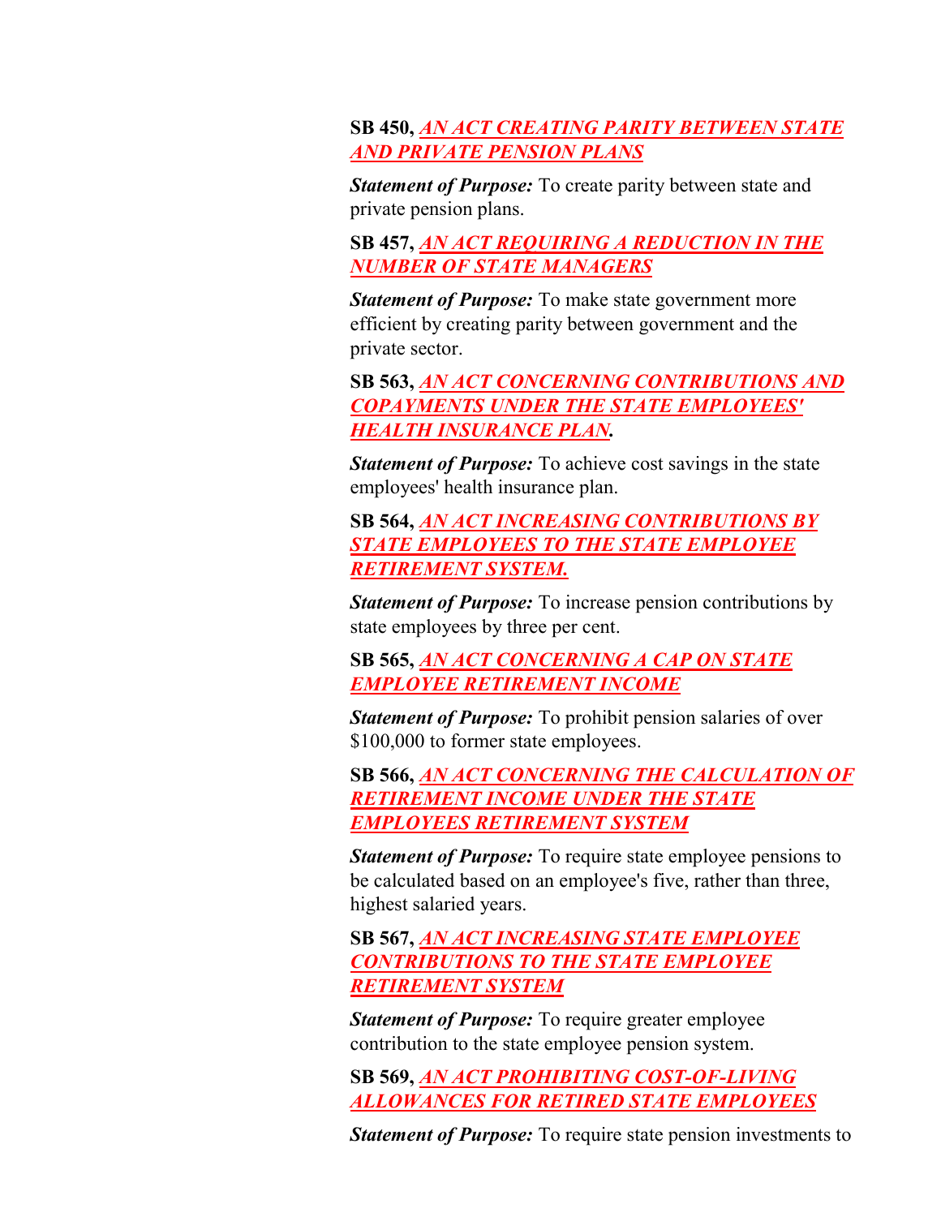**SB 450,** ***AN ACT CREATING PARITY BETWEEN STATE AND PRIVATE PENSION PLANS***

***Statement of Purpose:*** To create parity between state and private pension plans.

**SB 457,** ***AN ACT REQUIRING A REDUCTION IN THE NUMBER OF STATE MANAGERS***

***Statement of Purpose:*** To make state government more efficient by creating parity between government and the private sector.

**SB 563,** ***AN ACT CONCERNING CONTRIBUTIONS AND COPAYMENTS UNDER THE STATE EMPLOYEES' HEALTH INSURANCE PLAN*.**

***Statement of Purpose:*** To achieve cost savings in the state employees' health insurance plan.

**SB 564,** ***AN ACT INCREASING CONTRIBUTIONS BY STATE EMPLOYEES TO THE STATE EMPLOYEE RETIREMENT SYSTEM.***

***Statement of Purpose:*** To increase pension contributions by state employees by three per cent.

**SB 565,** ***AN ACT CONCERNING A CAP ON STATE EMPLOYEE RETIREMENT INCOME***

***Statement of Purpose:*** To prohibit pension salaries of over $100,000 to former state employees.

**SB 566,** ***AN ACT CONCERNING THE CALCULATION OF RETIREMENT INCOME UNDER THE STATE EMPLOYEES RETIREMENT SYSTEM***

***Statement of Purpose:*** To require state employee pensions to be calculated based on an employee's five, rather than three, highest salaried years.

**SB 567,** ***AN ACT INCREASING STATE EMPLOYEE CONTRIBUTIONS TO THE STATE EMPLOYEE RETIREMENT SYSTEM***

***Statement of Purpose:*** To require greater employee contribution to the state employee pension system.

**SB 569,** ***AN ACT PROHIBITING COST-OF-LIVING ALLOWANCES FOR RETIRED STATE EMPLOYEES***

***Statement of Purpose:*** To require state pension investments to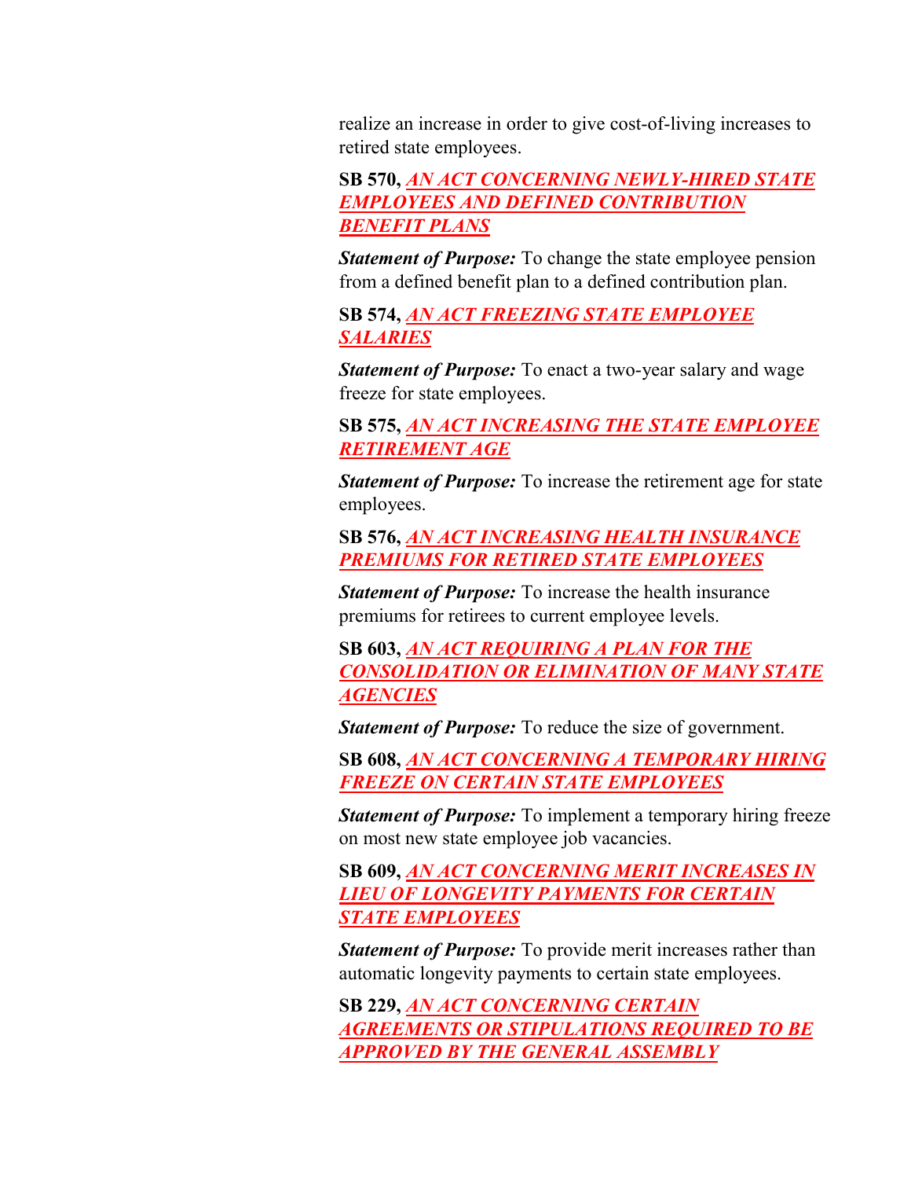realize an increase in order to give cost-of-living increases to retired state employees.

**SB 570,** ***AN ACT CONCERNING NEWLY-HIRED STATE EMPLOYEES AND DEFINED CONTRIBUTION BENEFIT PLANS***

***Statement of Purpose:*** To change the state employee pension from a defined benefit plan to a defined contribution plan.

**SB 574,** ***AN ACT FREEZING STATE EMPLOYEE SALARIES***

***Statement of Purpose:*** To enact a two-year salary and wage freeze for state employees.

**SB 575,** ***AN ACT INCREASING THE STATE EMPLOYEE RETIREMENT AGE***

***Statement of Purpose:*** To increase the retirement age for state employees.

**SB 576,** ***AN ACT INCREASING HEALTH INSURANCE PREMIUMS FOR RETIRED STATE EMPLOYEES***

***Statement of Purpose:*** To increase the health insurance premiums for retirees to current employee levels.

**SB 603,** ***AN ACT REQUIRING A PLAN FOR THE CONSOLIDATION OR ELIMINATION OF MANY STATE AGENCIES***

***Statement of Purpose:*** To reduce the size of government.

**SB 608,** ***AN ACT CONCERNING A TEMPORARY HIRING FREEZE ON CERTAIN STATE EMPLOYEES***

***Statement of Purpose:*** To implement a temporary hiring freeze on most new state employee job vacancies.

**SB 609,** ***AN ACT CONCERNING MERIT INCREASES IN LIEU OF LONGEVITY PAYMENTS FOR CERTAIN STATE EMPLOYEES***

***Statement of Purpose:*** To provide merit increases rather than automatic longevity payments to certain state employees.

**SB 229,** ***AN ACT CONCERNING CERTAIN AGREEMENTS OR STIPULATIONS REQUIRED TO BE APPROVED BY THE GENERAL ASSEMBLY***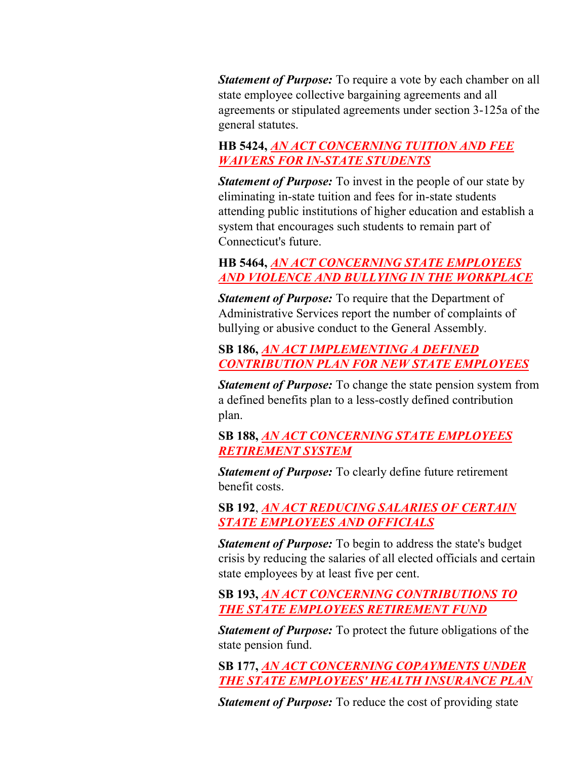***Statement of Purpose:*** To require a vote by each chamber on all state employee collective bargaining agreements and all agreements or stipulated agreements under section 3-125a of the general statutes.

**HB 5424,** ***AN ACT CONCERNING TUITION AND FEE WAIVERS FOR IN-STATE STUDENTS***

***Statement of Purpose:*** To invest in the people of our state by eliminating in-state tuition and fees for in-state students attending public institutions of higher education and establish a system that encourages such students to remain part of Connecticut's future.

**HB 5464,** ***AN ACT CONCERNING STATE EMPLOYEES AND VIOLENCE AND BULLYING IN THE WORKPLACE***

***Statement of Purpose:*** To require that the Department of Administrative Services report the number of complaints of bullying or abusive conduct to the General Assembly.

**SB 186,** ***AN ACT IMPLEMENTING A DEFINED CONTRIBUTION PLAN FOR NEW STATE EMPLOYEES***

***Statement of Purpose:*** To change the state pension system from a defined benefits plan to a less-costly defined contribution plan.

**SB 188,** ***AN ACT CONCERNING STATE EMPLOYEES RETIREMENT SYSTEM***

***Statement of Purpose:*** To clearly define future retirement benefit costs.

**SB 192**, ***AN ACT REDUCING SALARIES OF CERTAIN STATE EMPLOYEES AND OFFICIALS***

***Statement of Purpose:*** To begin to address the state's budget crisis by reducing the salaries of all elected officials and certain state employees by at least five per cent.

**SB 193,** ***AN ACT CONCERNING CONTRIBUTIONS TO THE STATE EMPLOYEES RETIREMENT FUND***

***Statement of Purpose:*** To protect the future obligations of the state pension fund.

**SB 177,** ***AN ACT CONCERNING COPAYMENTS UNDER THE STATE EMPLOYEES' HEALTH INSURANCE PLAN***

***Statement of Purpose:*** To reduce the cost of providing state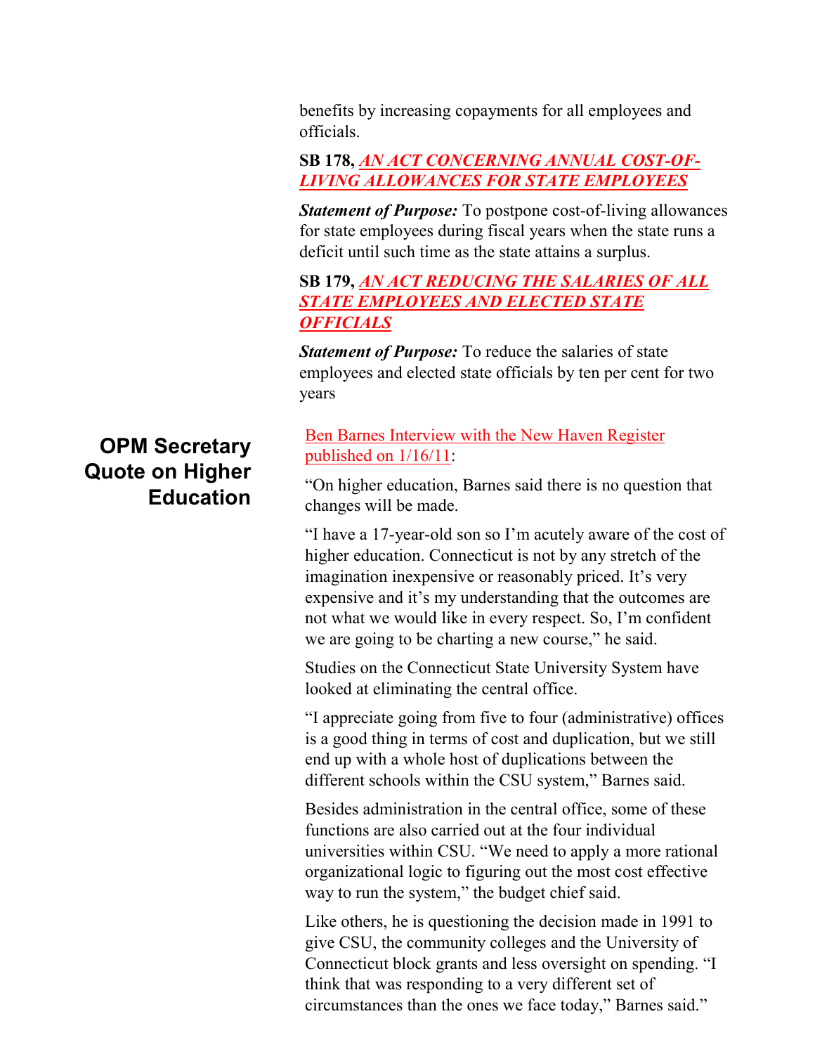benefits by increasing copayments for all employees and officials.

**SB 178, *AN ACT CONCERNING ANNUAL COST-OF-LIVING ALLOWANCES FOR STATE EMPLOYEES***

***Statement of Purpose:*** To postpone cost-of-living allowances for state employees during fiscal years when the state runs a deficit until such time as the state attains a surplus.

**SB 179, *AN ACT REDUCING THE SALARIES OF ALL STATE EMPLOYEES AND ELECTED STATE OFFICIALS***

***Statement of Purpose:*** To reduce the salaries of state employees and elected state officials by ten per cent for two years

## OPM Secretary Quote on Higher Education

Ben Barnes Interview with the New Haven Register published on 1/16/11:

"On higher education, Barnes said there is no question that changes will be made.

"I have a 17-year-old son so I'm acutely aware of the cost of higher education. Connecticut is not by any stretch of the imagination inexpensive or reasonably priced. It's very expensive and it's my understanding that the outcomes are not what we would like in every respect. So, I'm confident we are going to be charting a new course," he said.

Studies on the Connecticut State University System have looked at eliminating the central office.

"I appreciate going from five to four (administrative) offices is a good thing in terms of cost and duplication, but we still end up with a whole host of duplications between the different schools within the CSU system," Barnes said.

Besides administration in the central office, some of these functions are also carried out at the four individual universities within CSU. "We need to apply a more rational organizational logic to figuring out the most cost effective way to run the system," the budget chief said.

Like others, he is questioning the decision made in 1991 to give CSU, the community colleges and the University of Connecticut block grants and less oversight on spending. "I think that was responding to a very different set of circumstances than the ones we face today," Barnes said."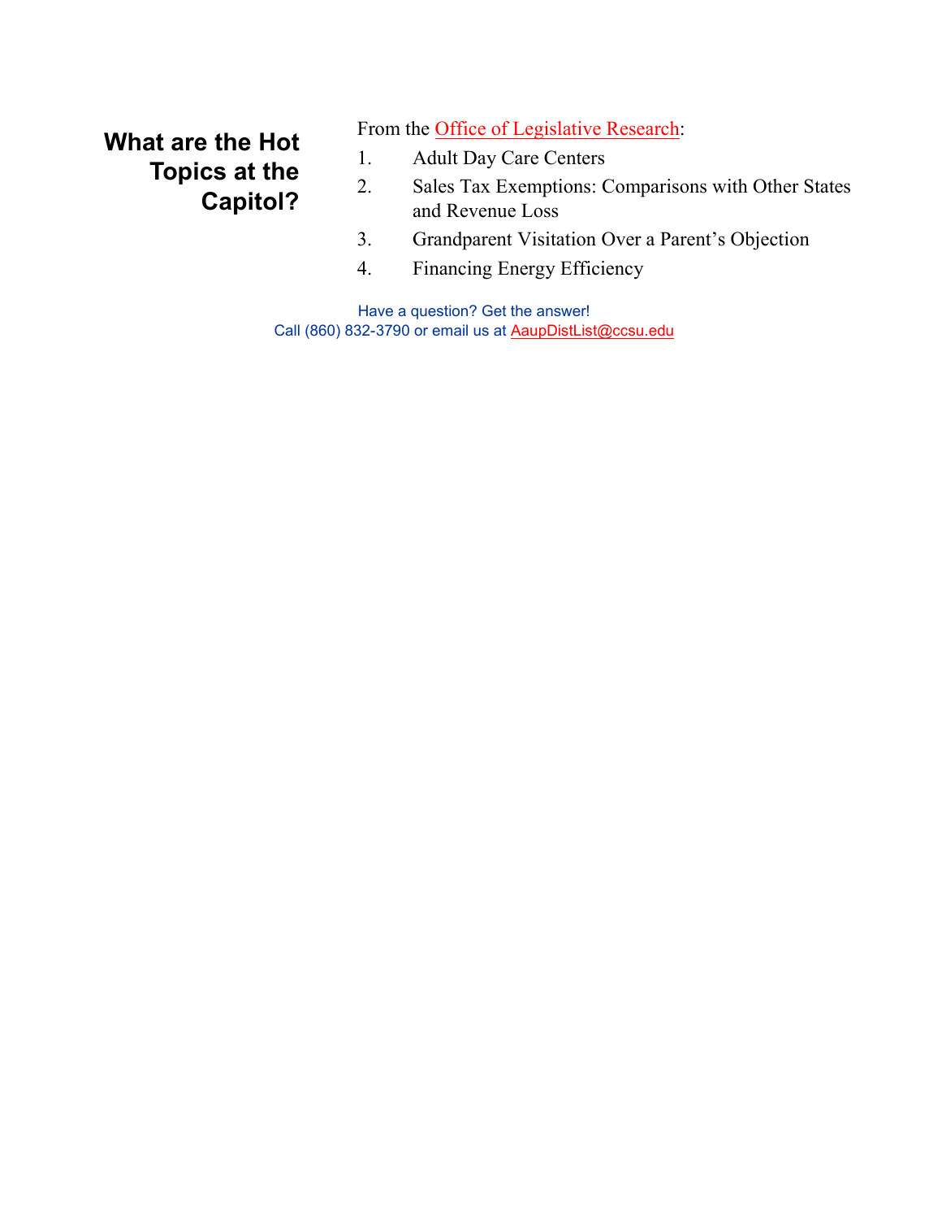## What are the Hot Topics at the Capitol?

From the Office of Legislative Research:

1. Adult Day Care Centers
2. Sales Tax Exemptions: Comparisons with Other States and Revenue Loss
3. Grandparent Visitation Over a Parent's Objection
4. Financing Energy Efficiency

Have a question? Get the answer!
Call (860) 832-3790 or email us at AaupDistList@ccsu.edu